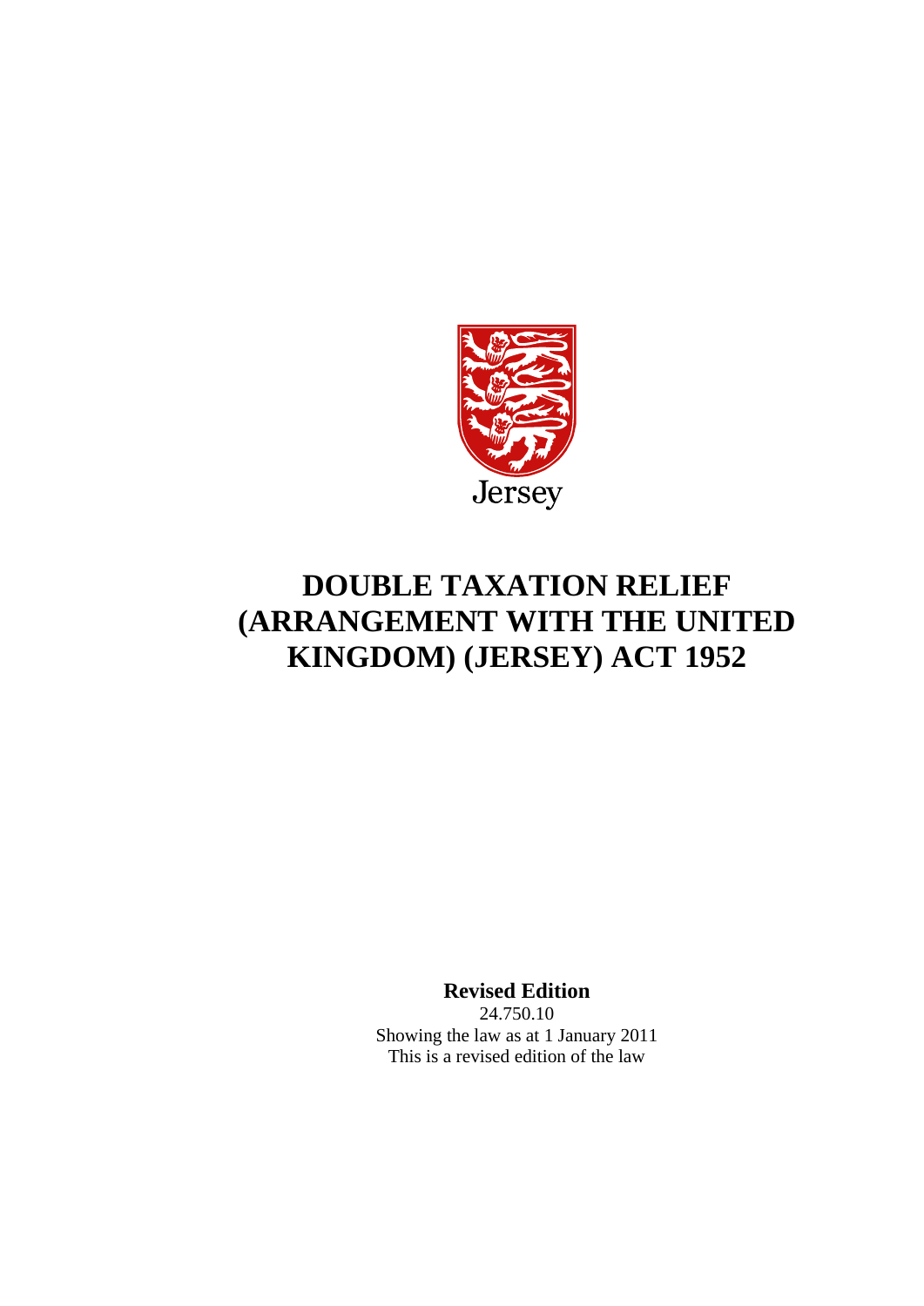Jersey

# DOUBLE TAXATION RELIEF (ARRANGEMENT WITH THE UNITED KINGDOM) (JERSEY) ACT 1952

**Revised Edition**

24.750.10

Showing the law as at 1 January 2011

This is a revised edition of the law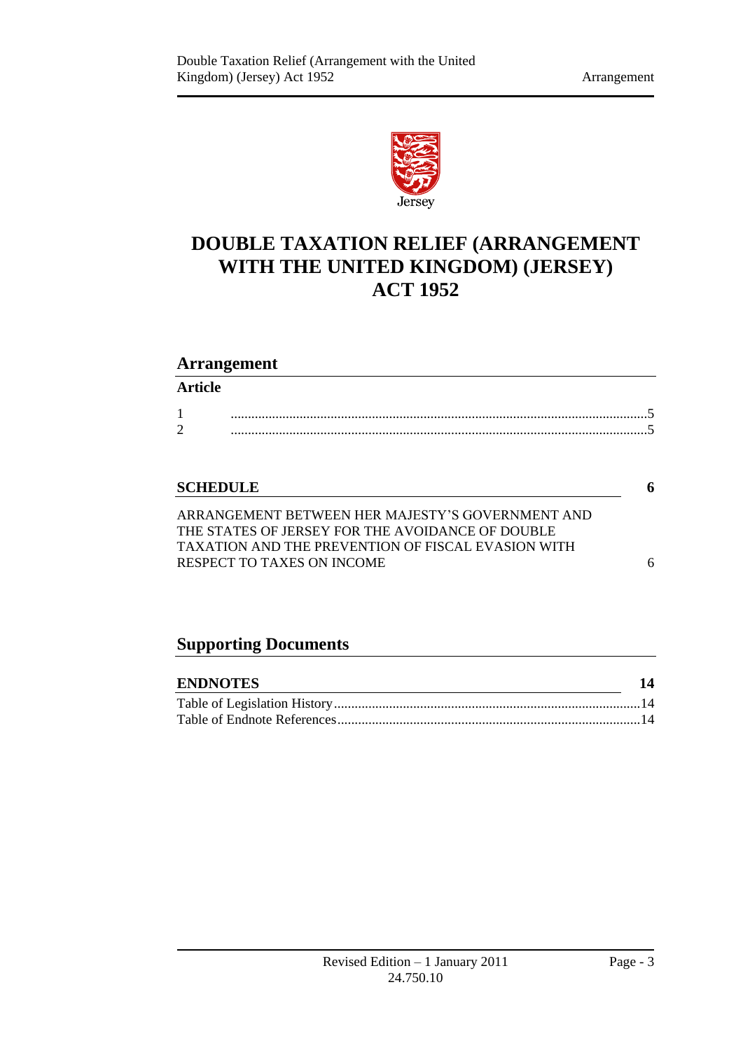Jersey

# DOUBLE TAXATION RELIEF (ARRANGEMENT WITH THE UNITED KINGDOM) (JERSEY) ACT 1952

## Arrangement

### Article

1 .......................................................................................................................5
2 .......................................................................................................................5

**SCHEDULE** **6**

ARRANGEMENT BETWEEN HER MAJESTY'S GOVERNMENT AND THE STATES OF JERSEY FOR THE AVOIDANCE OF DOUBLE TAXATION AND THE PREVENTION OF FISCAL EVASION WITH RESPECT TO TAXES ON INCOME 6

## Supporting Documents

**ENDNOTES** **14**

Table of Legislation History........................................................................................14
Table of Endnote References.......................................................................................14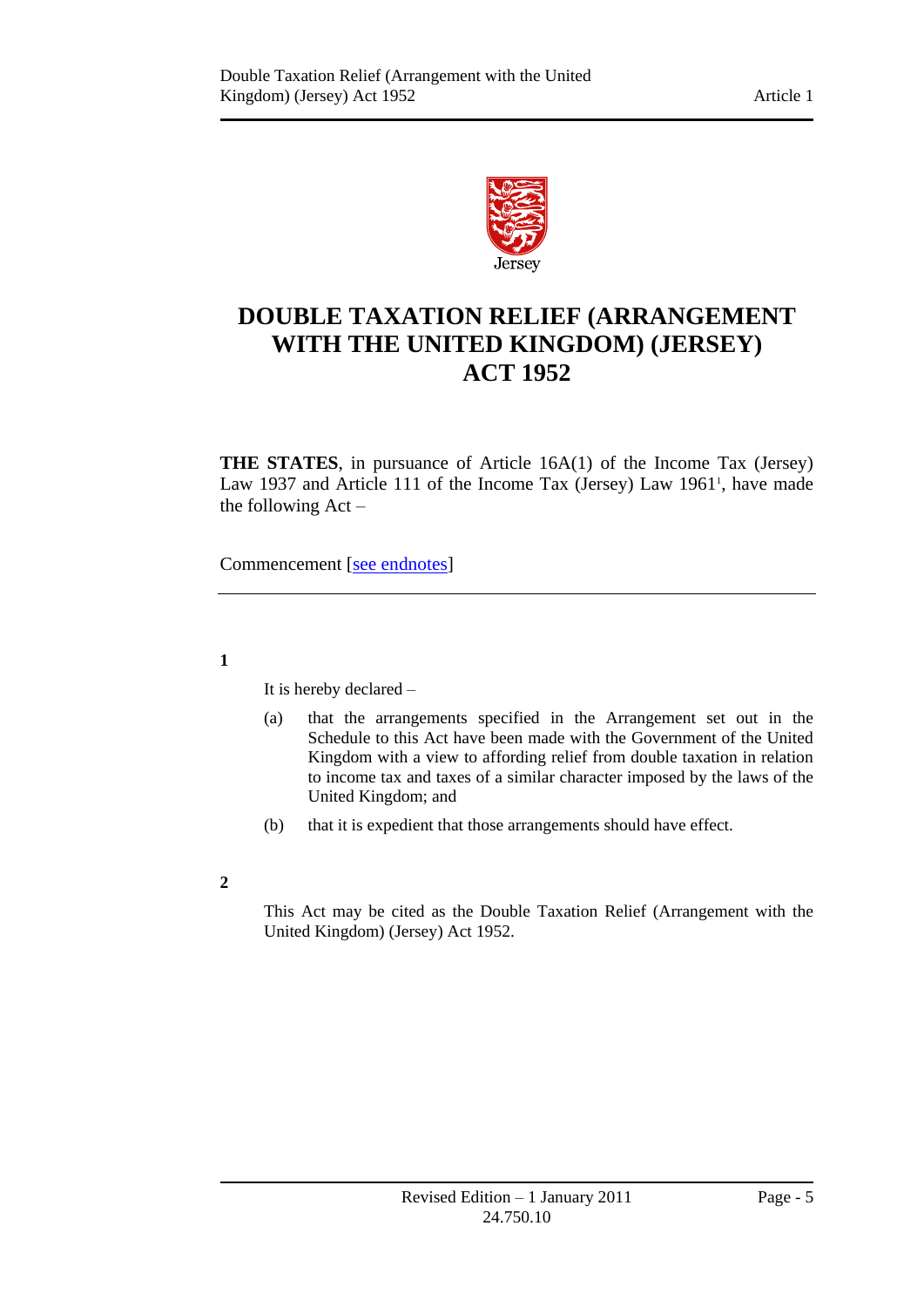# DOUBLE TAXATION RELIEF (ARRANGEMENT WITH THE UNITED KINGDOM) (JERSEY) ACT 1952

**THE STATES**, in pursuance of Article 16A(1) of the Income Tax (Jersey) Law 1937 and Article 111 of the Income Tax (Jersey) Law 1961[1], have made the following Act –

Commencement [see endnotes]

**1**

It is hereby declared –

(a) that the arrangements specified in the Arrangement set out in the Schedule to this Act have been made with the Government of the United Kingdom with a view to affording relief from double taxation in relation to income tax and taxes of a similar character imposed by the laws of the United Kingdom; and

(b) that it is expedient that those arrangements should have effect.

**2**

This Act may be cited as the Double Taxation Relief (Arrangement with the United Kingdom) (Jersey) Act 1952.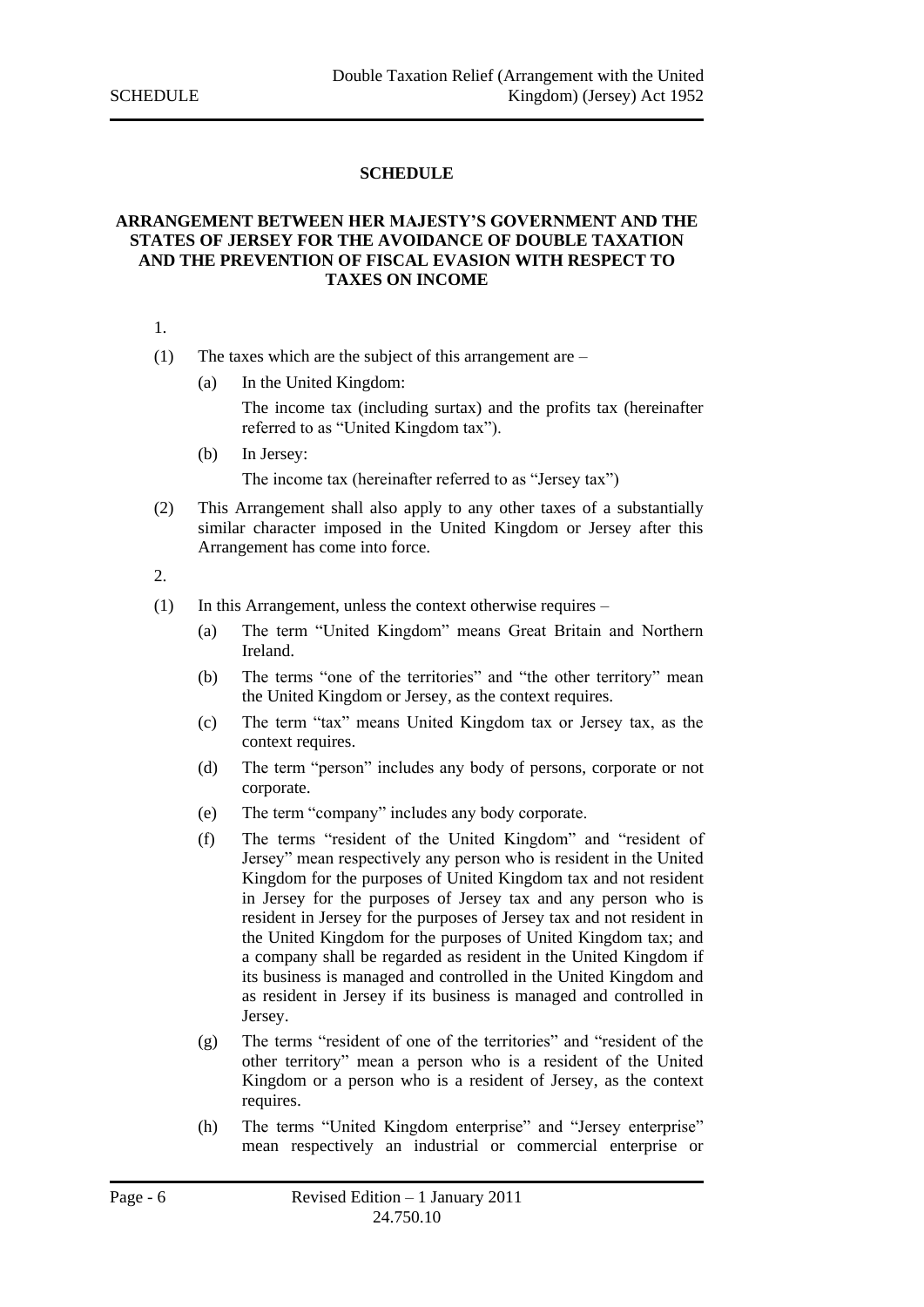# SCHEDULE

## ARRANGEMENT BETWEEN HER MAJESTY'S GOVERNMENT AND THE STATES OF JERSEY FOR THE AVOIDANCE OF DOUBLE TAXATION AND THE PREVENTION OF FISCAL EVASION WITH RESPECT TO TAXES ON INCOME

1.

(1) The taxes which are the subject of this arrangement are –

(a) In the United Kingdom:

The income tax (including surtax) and the profits tax (hereinafter referred to as "United Kingdom tax").

(b) In Jersey:

The income tax (hereinafter referred to as "Jersey tax")

(2) This Arrangement shall also apply to any other taxes of a substantially similar character imposed in the United Kingdom or Jersey after this Arrangement has come into force.

2.

(1) In this Arrangement, unless the context otherwise requires –

(a) The term "United Kingdom" means Great Britain and Northern Ireland.

(b) The terms "one of the territories" and "the other territory" mean the United Kingdom or Jersey, as the context requires.

(c) The term "tax" means United Kingdom tax or Jersey tax, as the context requires.

(d) The term "person" includes any body of persons, corporate or not corporate.

(e) The term "company" includes any body corporate.

(f) The terms "resident of the United Kingdom" and "resident of Jersey" mean respectively any person who is resident in the United Kingdom for the purposes of United Kingdom tax and not resident in Jersey for the purposes of Jersey tax and any person who is resident in Jersey for the purposes of Jersey tax and not resident in the United Kingdom for the purposes of United Kingdom tax; and a company shall be regarded as resident in the United Kingdom if its business is managed and controlled in the United Kingdom and as resident in Jersey if its business is managed and controlled in Jersey.

(g) The terms "resident of one of the territories" and "resident of the other territory" mean a person who is a resident of the United Kingdom or a person who is a resident of Jersey, as the context requires.

(h) The terms "United Kingdom enterprise" and "Jersey enterprise" mean respectively an industrial or commercial enterprise or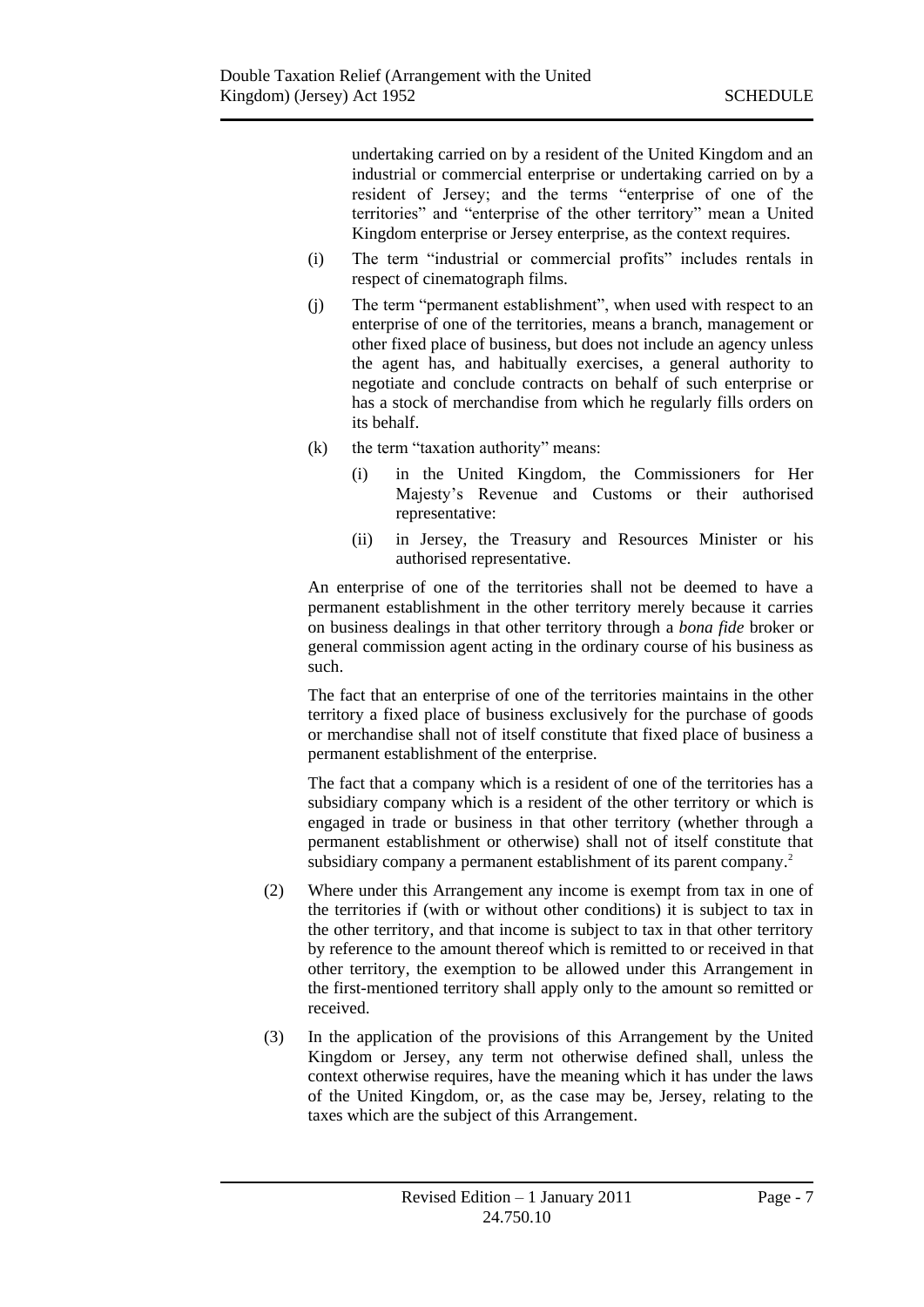undertaking carried on by a resident of the United Kingdom and an industrial or commercial enterprise or undertaking carried on by a resident of Jersey; and the terms "enterprise of one of the territories" and "enterprise of the other territory" mean a United Kingdom enterprise or Jersey enterprise, as the context requires.

(i) The term "industrial or commercial profits" includes rentals in respect of cinematograph films.

(j) The term "permanent establishment", when used with respect to an enterprise of one of the territories, means a branch, management or other fixed place of business, but does not include an agency unless the agent has, and habitually exercises, a general authority to negotiate and conclude contracts on behalf of such enterprise or has a stock of merchandise from which he regularly fills orders on its behalf.

(k) the term "taxation authority" means:

  (i) in the United Kingdom, the Commissioners for Her Majesty's Revenue and Customs or their authorised representative:

  (ii) in Jersey, the Treasury and Resources Minister or his authorised representative.

An enterprise of one of the territories shall not be deemed to have a permanent establishment in the other territory merely because it carries on business dealings in that other territory through a *bona fide* broker or general commission agent acting in the ordinary course of his business as such.

The fact that an enterprise of one of the territories maintains in the other territory a fixed place of business exclusively for the purchase of goods or merchandise shall not of itself constitute that fixed place of business a permanent establishment of the enterprise.

The fact that a company which is a resident of one of the territories has a subsidiary company which is a resident of the other territory or which is engaged in trade or business in that other territory (whether through a permanent establishment or otherwise) shall not of itself constitute that subsidiary company a permanent establishment of its parent company.[2]

(2) Where under this Arrangement any income is exempt from tax in one of the territories if (with or without other conditions) it is subject to tax in the other territory, and that income is subject to tax in that other territory by reference to the amount thereof which is remitted to or received in that other territory, the exemption to be allowed under this Arrangement in the first-mentioned territory shall apply only to the amount so remitted or received.

(3) In the application of the provisions of this Arrangement by the United Kingdom or Jersey, any term not otherwise defined shall, unless the context otherwise requires, have the meaning which it has under the laws of the United Kingdom, or, as the case may be, Jersey, relating to the taxes which are the subject of this Arrangement.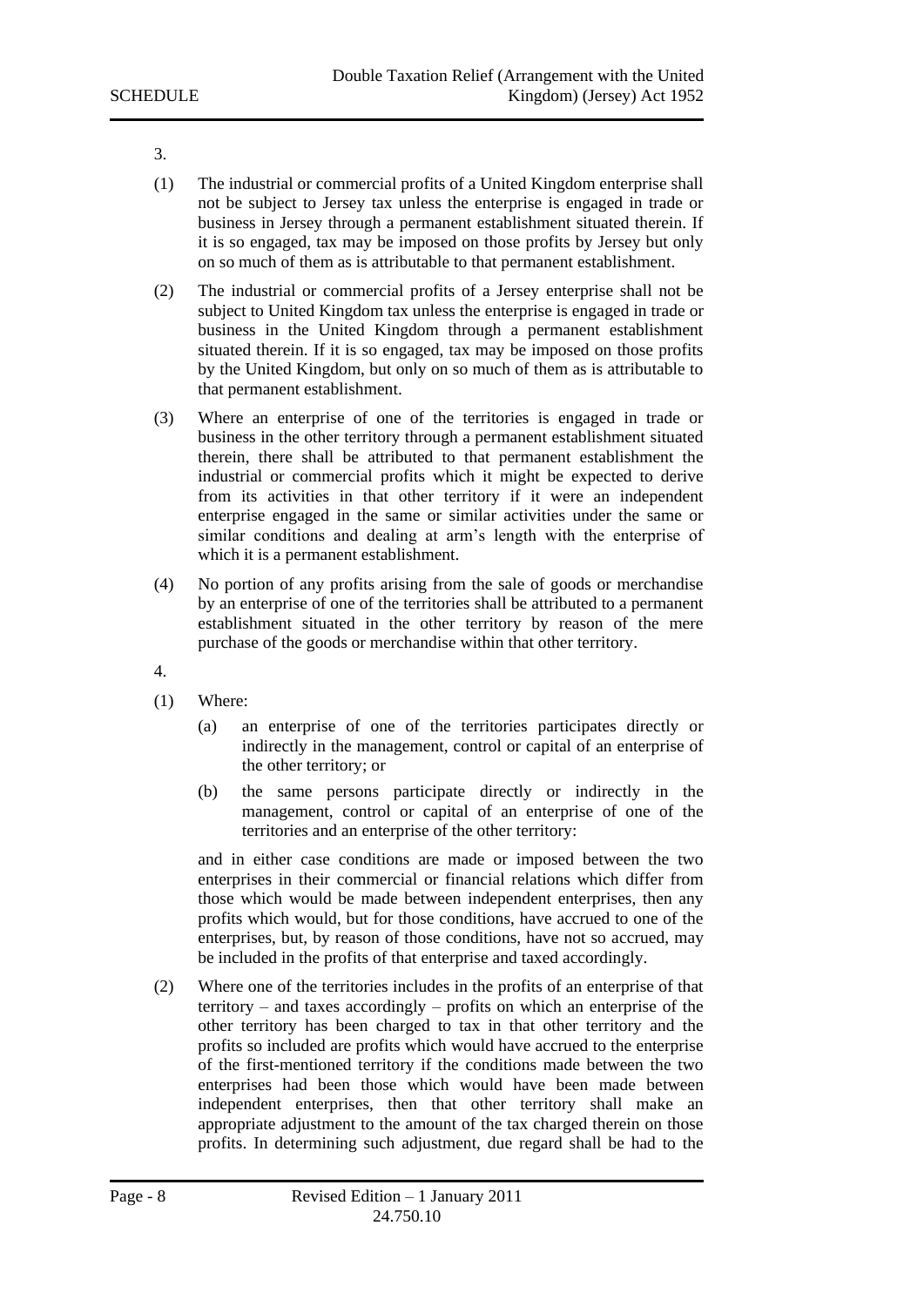3.

(1) The industrial or commercial profits of a United Kingdom enterprise shall not be subject to Jersey tax unless the enterprise is engaged in trade or business in Jersey through a permanent establishment situated therein. If it is so engaged, tax may be imposed on those profits by Jersey but only on so much of them as is attributable to that permanent establishment.

(2) The industrial or commercial profits of a Jersey enterprise shall not be subject to United Kingdom tax unless the enterprise is engaged in trade or business in the United Kingdom through a permanent establishment situated therein. If it is so engaged, tax may be imposed on those profits by the United Kingdom, but only on so much of them as is attributable to that permanent establishment.

(3) Where an enterprise of one of the territories is engaged in trade or business in the other territory through a permanent establishment situated therein, there shall be attributed to that permanent establishment the industrial or commercial profits which it might be expected to derive from its activities in that other territory if it were an independent enterprise engaged in the same or similar activities under the same or similar conditions and dealing at arm's length with the enterprise of which it is a permanent establishment.

(4) No portion of any profits arising from the sale of goods or merchandise by an enterprise of one of the territories shall be attributed to a permanent establishment situated in the other territory by reason of the mere purchase of the goods or merchandise within that other territory.

4.

(1) Where:

(a) an enterprise of one of the territories participates directly or indirectly in the management, control or capital of an enterprise of the other territory; or

(b) the same persons participate directly or indirectly in the management, control or capital of an enterprise of one of the territories and an enterprise of the other territory:

and in either case conditions are made or imposed between the two enterprises in their commercial or financial relations which differ from those which would be made between independent enterprises, then any profits which would, but for those conditions, have accrued to one of the enterprises, but, by reason of those conditions, have not so accrued, may be included in the profits of that enterprise and taxed accordingly.

(2) Where one of the territories includes in the profits of an enterprise of that territory – and taxes accordingly – profits on which an enterprise of the other territory has been charged to tax in that other territory and the profits so included are profits which would have accrued to the enterprise of the first-mentioned territory if the conditions made between the two enterprises had been those which would have been made between independent enterprises, then that other territory shall make an appropriate adjustment to the amount of the tax charged therein on those profits. In determining such adjustment, due regard shall be had to the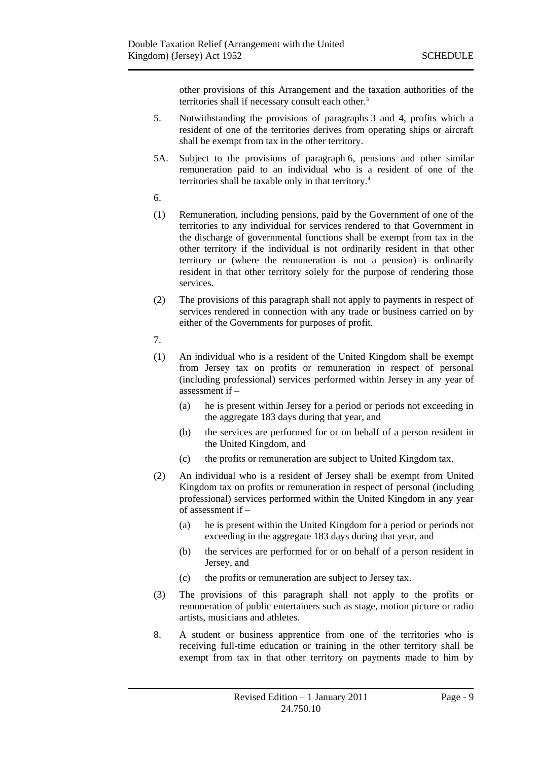other provisions of this Arrangement and the taxation authorities of the territories shall if necessary consult each other.[3]

5. Notwithstanding the provisions of paragraphs 3 and 4, profits which a resident of one of the territories derives from operating ships or aircraft shall be exempt from tax in the other territory.

5A. Subject to the provisions of paragraph 6, pensions and other similar remuneration paid to an individual who is a resident of one of the territories shall be taxable only in that territory.[4]

6.

(1) Remuneration, including pensions, paid by the Government of one of the territories to any individual for services rendered to that Government in the discharge of governmental functions shall be exempt from tax in the other territory if the individual is not ordinarily resident in that other territory or (where the remuneration is not a pension) is ordinarily resident in that other territory solely for the purpose of rendering those services.

(2) The provisions of this paragraph shall not apply to payments in respect of services rendered in connection with any trade or business carried on by either of the Governments for purposes of profit.

7.

(1) An individual who is a resident of the United Kingdom shall be exempt from Jersey tax on profits or remuneration in respect of personal (including professional) services performed within Jersey in any year of assessment if –

  (a) he is present within Jersey for a period or periods not exceeding in the aggregate 183 days during that year, and

  (b) the services are performed for or on behalf of a person resident in the United Kingdom, and

  (c) the profits or remuneration are subject to United Kingdom tax.

(2) An individual who is a resident of Jersey shall be exempt from United Kingdom tax on profits or remuneration in respect of personal (including professional) services performed within the United Kingdom in any year of assessment if –

  (a) he is present within the United Kingdom for a period or periods not exceeding in the aggregate 183 days during that year, and

  (b) the services are performed for or on behalf of a person resident in Jersey, and

  (c) the profits or remuneration are subject to Jersey tax.

(3) The provisions of this paragraph shall not apply to the profits or remuneration of public entertainers such as stage, motion picture or radio artists, musicians and athletes.

8. A student or business apprentice from one of the territories who is receiving full-time education or training in the other territory shall be exempt from tax in that other territory on payments made to him by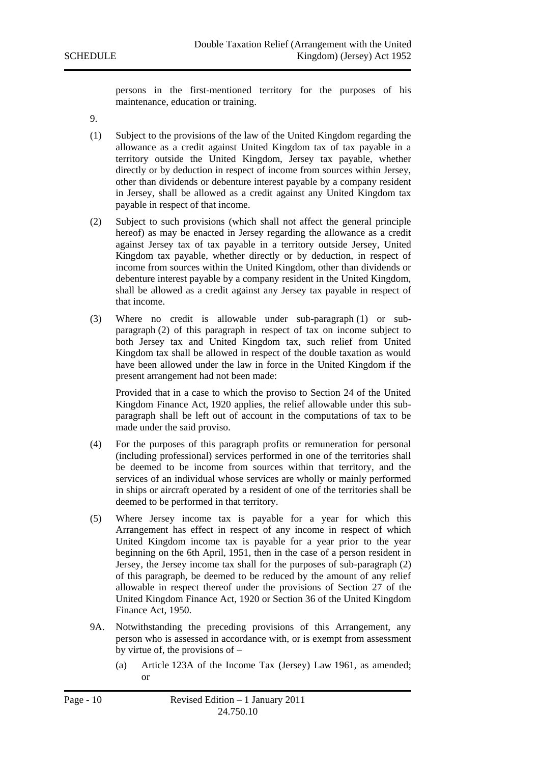persons in the first-mentioned territory for the purposes of his maintenance, education or training.

9.

(1) Subject to the provisions of the law of the United Kingdom regarding the allowance as a credit against United Kingdom tax of tax payable in a territory outside the United Kingdom, Jersey tax payable, whether directly or by deduction in respect of income from sources within Jersey, other than dividends or debenture interest payable by a company resident in Jersey, shall be allowed as a credit against any United Kingdom tax payable in respect of that income.

(2) Subject to such provisions (which shall not affect the general principle hereof) as may be enacted in Jersey regarding the allowance as a credit against Jersey tax of tax payable in a territory outside Jersey, United Kingdom tax payable, whether directly or by deduction, in respect of income from sources within the United Kingdom, other than dividends or debenture interest payable by a company resident in the United Kingdom, shall be allowed as a credit against any Jersey tax payable in respect of that income.

(3) Where no credit is allowable under sub-paragraph (1) or sub-paragraph (2) of this paragraph in respect of tax on income subject to both Jersey tax and United Kingdom tax, such relief from United Kingdom tax shall be allowed in respect of the double taxation as would have been allowed under the law in force in the United Kingdom if the present arrangement had not been made:

Provided that in a case to which the proviso to Section 24 of the United Kingdom Finance Act, 1920 applies, the relief allowable under this sub-paragraph shall be left out of account in the computations of tax to be made under the said proviso.

(4) For the purposes of this paragraph profits or remuneration for personal (including professional) services performed in one of the territories shall be deemed to be income from sources within that territory, and the services of an individual whose services are wholly or mainly performed in ships or aircraft operated by a resident of one of the territories shall be deemed to be performed in that territory.

(5) Where Jersey income tax is payable for a year for which this Arrangement has effect in respect of any income in respect of which United Kingdom income tax is payable for a year prior to the year beginning on the 6th April, 1951, then in the case of a person resident in Jersey, the Jersey income tax shall for the purposes of sub-paragraph (2) of this paragraph, be deemed to be reduced by the amount of any relief allowable in respect thereof under the provisions of Section 27 of the United Kingdom Finance Act, 1920 or Section 36 of the United Kingdom Finance Act, 1950.

9A. Notwithstanding the preceding provisions of this Arrangement, any person who is assessed in accordance with, or is exempt from assessment by virtue of, the provisions of –

(a) Article 123A of the Income Tax (Jersey) Law 1961, as amended; or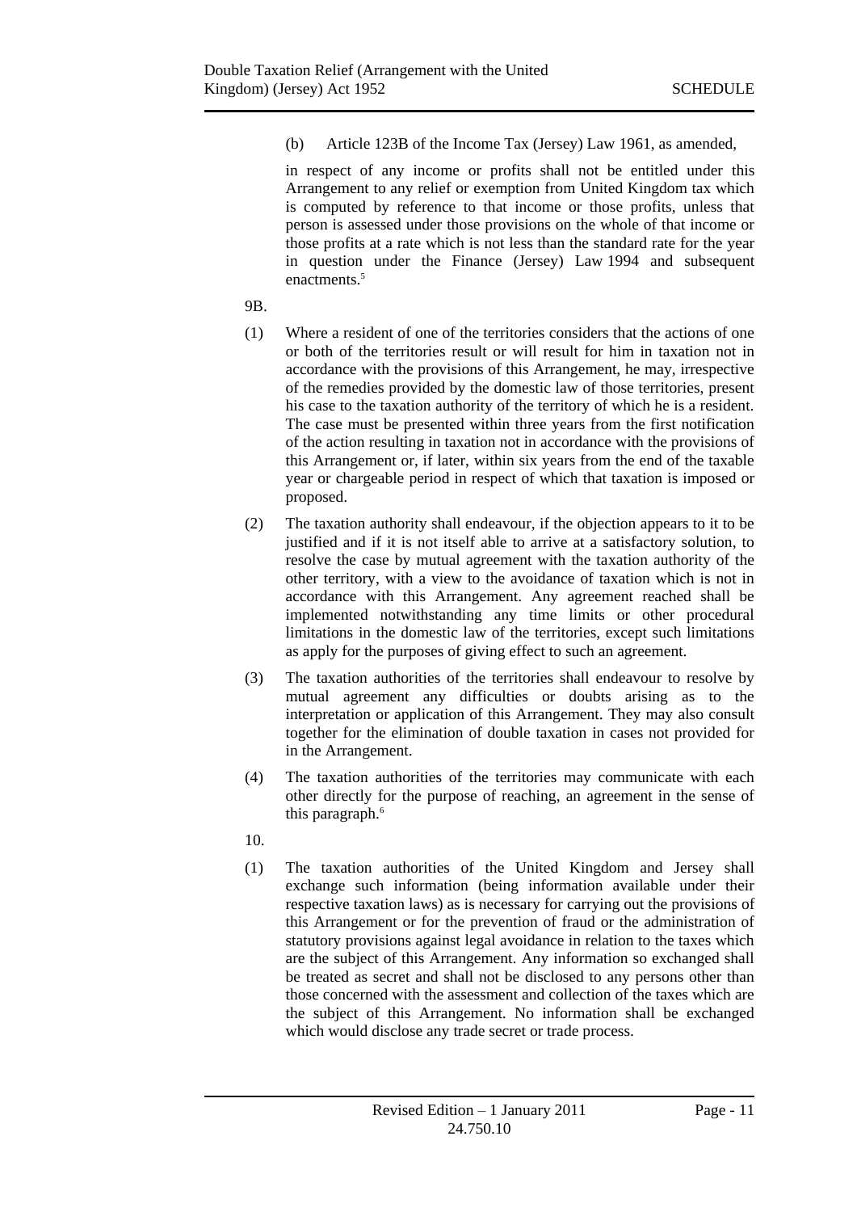(b) Article 123B of the Income Tax (Jersey) Law 1961, as amended,

in respect of any income or profits shall not be entitled under this Arrangement to any relief or exemption from United Kingdom tax which is computed by reference to that income or those profits, unless that person is assessed under those provisions on the whole of that income or those profits at a rate which is not less than the standard rate for the year in question under the Finance (Jersey) Law 1994 and subsequent enactments.[5]

9B.

(1) Where a resident of one of the territories considers that the actions of one or both of the territories result or will result for him in taxation not in accordance with the provisions of this Arrangement, he may, irrespective of the remedies provided by the domestic law of those territories, present his case to the taxation authority of the territory of which he is a resident. The case must be presented within three years from the first notification of the action resulting in taxation not in accordance with the provisions of this Arrangement or, if later, within six years from the end of the taxable year or chargeable period in respect of which that taxation is imposed or proposed.

(2) The taxation authority shall endeavour, if the objection appears to it to be justified and if it is not itself able to arrive at a satisfactory solution, to resolve the case by mutual agreement with the taxation authority of the other territory, with a view to the avoidance of taxation which is not in accordance with this Arrangement. Any agreement reached shall be implemented notwithstanding any time limits or other procedural limitations in the domestic law of the territories, except such limitations as apply for the purposes of giving effect to such an agreement.

(3) The taxation authorities of the territories shall endeavour to resolve by mutual agreement any difficulties or doubts arising as to the interpretation or application of this Arrangement. They may also consult together for the elimination of double taxation in cases not provided for in the Arrangement.

(4) The taxation authorities of the territories may communicate with each other directly for the purpose of reaching, an agreement in the sense of this paragraph.[6]

10.

(1) The taxation authorities of the United Kingdom and Jersey shall exchange such information (being information available under their respective taxation laws) as is necessary for carrying out the provisions of this Arrangement or for the prevention of fraud or the administration of statutory provisions against legal avoidance in relation to the taxes which are the subject of this Arrangement. Any information so exchanged shall be treated as secret and shall not be disclosed to any persons other than those concerned with the assessment and collection of the taxes which are the subject of this Arrangement. No information shall be exchanged which would disclose any trade secret or trade process.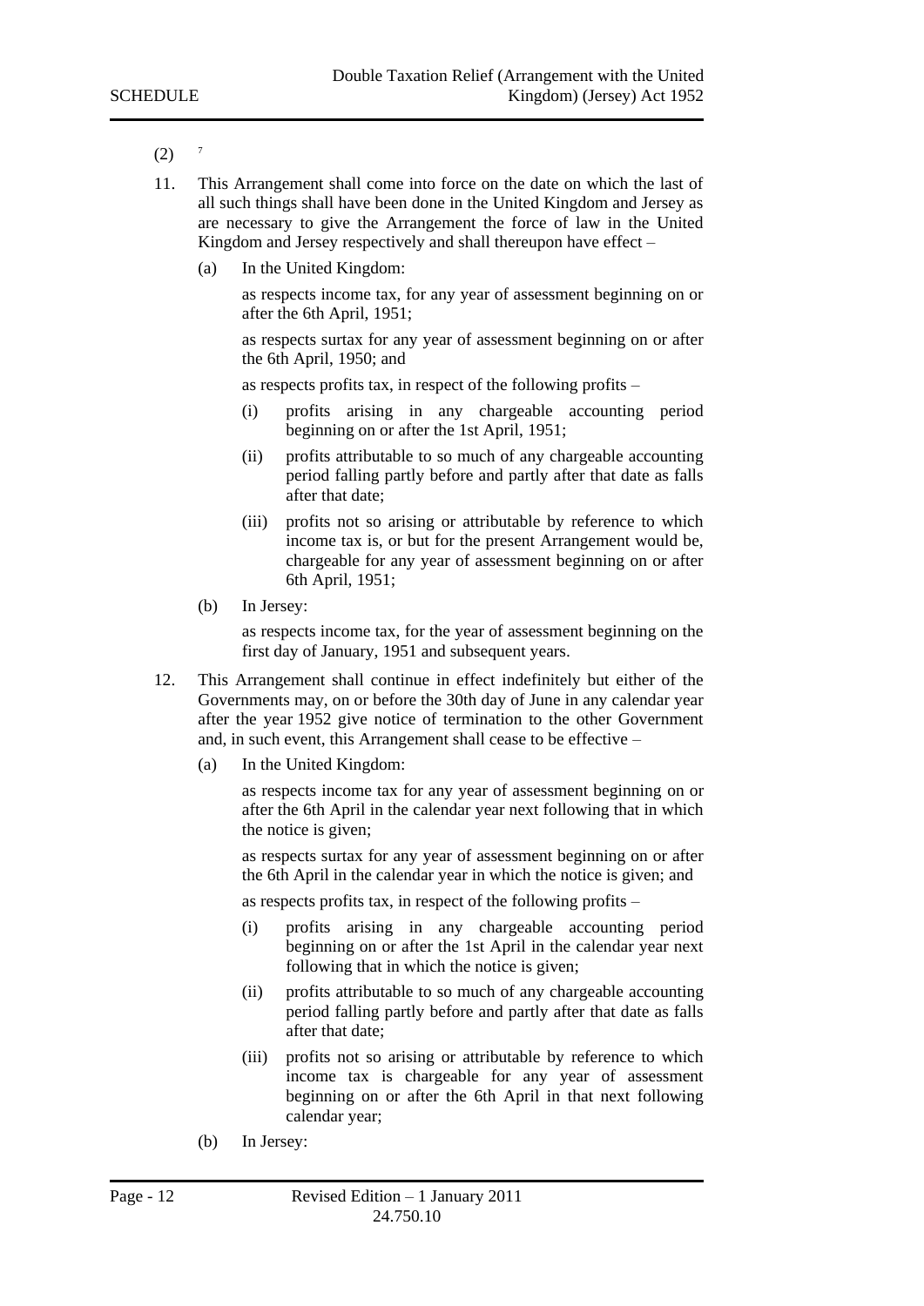(2) [7]

11. This Arrangement shall come into force on the date on which the last of all such things shall have been done in the United Kingdom and Jersey as are necessary to give the Arrangement the force of law in the United Kingdom and Jersey respectively and shall thereupon have effect –

    (a) In the United Kingdom:

        as respects income tax, for any year of assessment beginning on or after the 6th April, 1951;

        as respects surtax for any year of assessment beginning on or after the 6th April, 1950; and

        as respects profits tax, in respect of the following profits –

        (i) profits arising in any chargeable accounting period beginning on or after the 1st April, 1951;

        (ii) profits attributable to so much of any chargeable accounting period falling partly before and partly after that date as falls after that date;

        (iii) profits not so arising or attributable by reference to which income tax is, or but for the present Arrangement would be, chargeable for any year of assessment beginning on or after 6th April, 1951;

    (b) In Jersey:

        as respects income tax, for the year of assessment beginning on the first day of January, 1951 and subsequent years.

12. This Arrangement shall continue in effect indefinitely but either of the Governments may, on or before the 30th day of June in any calendar year after the year 1952 give notice of termination to the other Government and, in such event, this Arrangement shall cease to be effective –

    (a) In the United Kingdom:

        as respects income tax for any year of assessment beginning on or after the 6th April in the calendar year next following that in which the notice is given;

        as respects surtax for any year of assessment beginning on or after the 6th April in the calendar year in which the notice is given; and

        as respects profits tax, in respect of the following profits –

        (i) profits arising in any chargeable accounting period beginning on or after the 1st April in the calendar year next following that in which the notice is given;

        (ii) profits attributable to so much of any chargeable accounting period falling partly before and partly after that date as falls after that date;

        (iii) profits not so arising or attributable by reference to which income tax is chargeable for any year of assessment beginning on or after the 6th April in that next following calendar year;

    (b) In Jersey: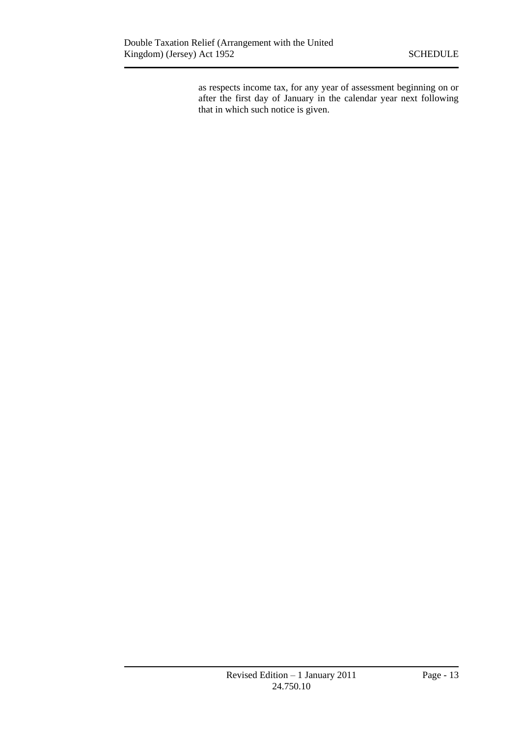as respects income tax, for any year of assessment beginning on or after the first day of January in the calendar year next following that in which such notice is given.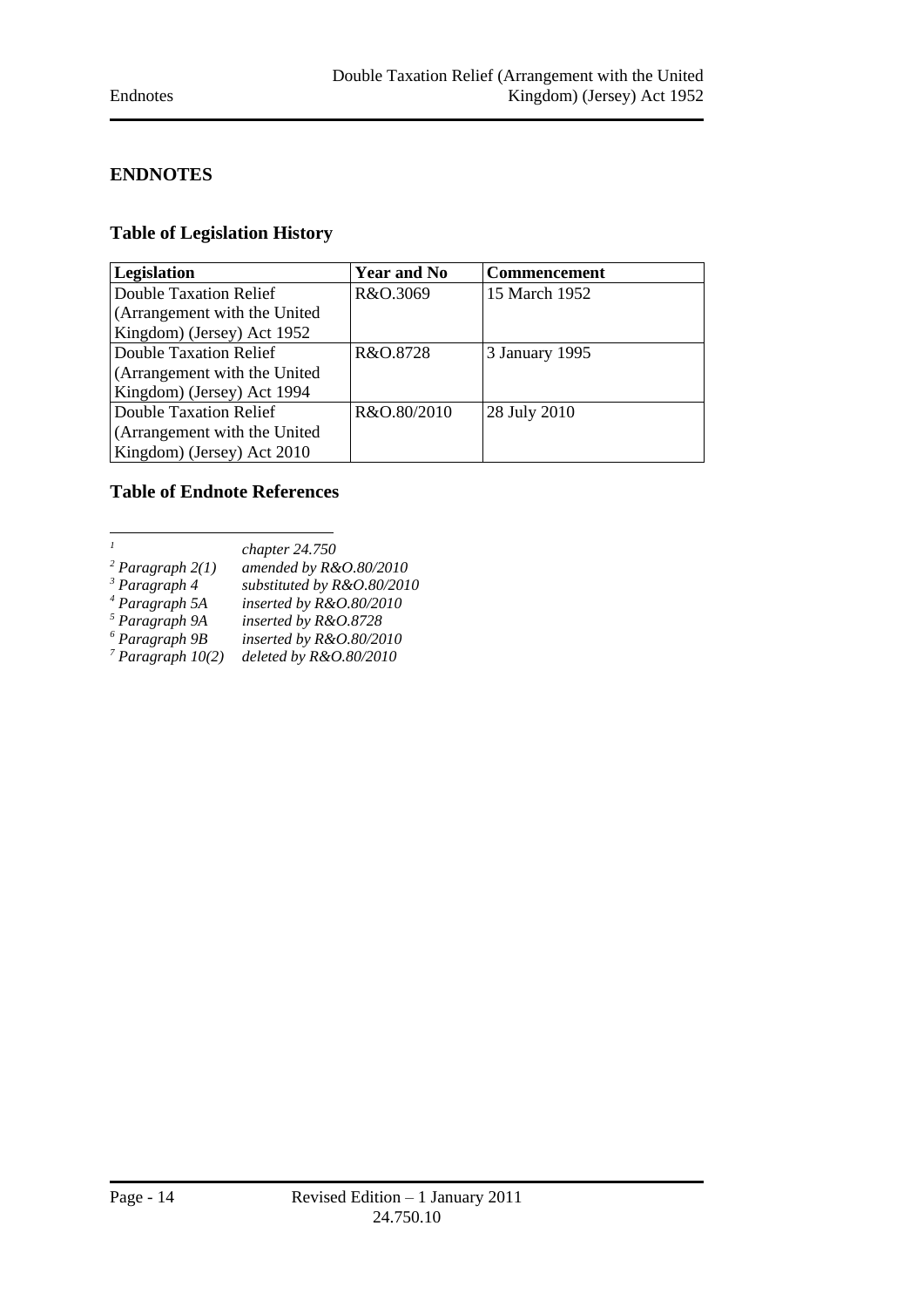## ENDNOTES

### Table of Legislation History

| Legislation | Year and No | Commencement |
|---|---|---|
| Double Taxation Relief (Arrangement with the United Kingdom) (Jersey) Act 1952 | R&O.3069 | 15 March 1952 |
| Double Taxation Relief (Arrangement with the United Kingdom) (Jersey) Act 1994 | R&O.8728 | 3 January 1995 |
| Double Taxation Relief (Arrangement with the United Kingdom) (Jersey) Act 2010 | R&O.80/2010 | 28 July 2010 |

### Table of Endnote References

[1] *chapter 24.750*
[2] *Paragraph 2(1) amended by R&O.80/2010*
[3] *Paragraph 4 substituted by R&O.80/2010*
[4] *Paragraph 5A inserted by R&O.80/2010*
[5] *Paragraph 9A inserted by R&O.8728*
[6] *Paragraph 9B inserted by R&O.80/2010*
[7] *Paragraph 10(2) deleted by R&O.80/2010*